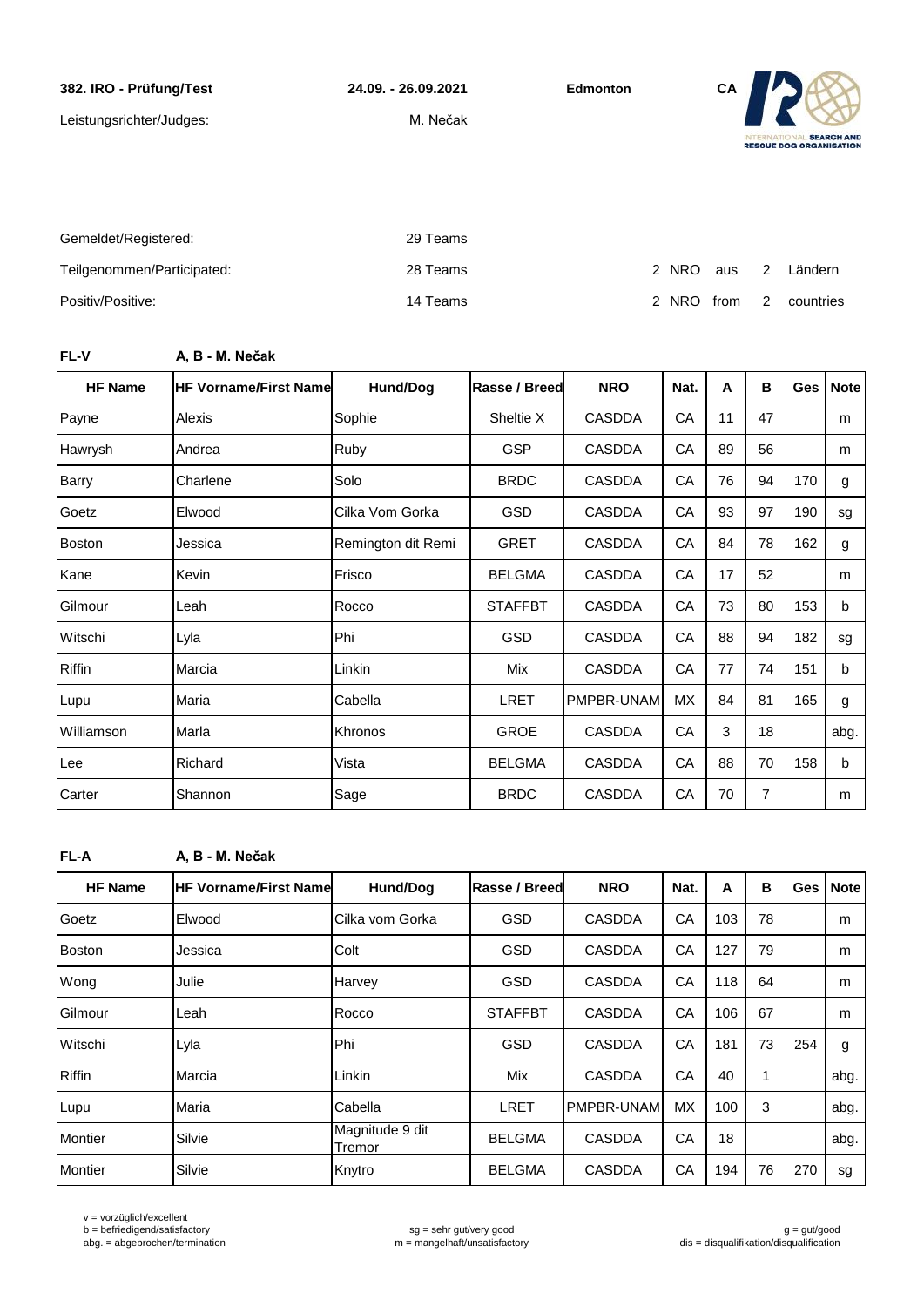**382. IRO - Prüfung/Test** | **24.09. - 26.09.2021** | **Edmonton** | **CA**

Leistungsrichter/Judges: M. Nečak

INTERNATIONAL SEARCH AND RESCUE DOG ORGANISATION

| | | | | | |
|---|---|---|---|---|---|
| Gemeldet/Registered: | 29 Teams | | | | |
| Teilgenommen/Participated: | 28 Teams | 2 NRO | aus | 2 | Ländern |
| Positiv/Positive: | 14 Teams | 2 NRO | from | 2 | countries |

**FL-V** **A, B - M. Nečak**

| HF Name | HF Vorname/First Name | Hund/Dog | Rasse / Breed | NRO | Nat. | A | B | Ges | Note |
|---|---|---|---|---|---|---|---|---|---|
| Payne | Alexis | Sophie | Sheltie X | CASDDA | CA | 11 | 47 | | m |
| Hawrysh | Andrea | Ruby | GSP | CASDDA | CA | 89 | 56 | | m |
| Barry | Charlene | Solo | BRDC | CASDDA | CA | 76 | 94 | 170 | g |
| Goetz | Elwood | Cilka Vom Gorka | GSD | CASDDA | CA | 93 | 97 | 190 | sg |
| Boston | Jessica | Remington dit Remi | GRET | CASDDA | CA | 84 | 78 | 162 | g |
| Kane | Kevin | Frisco | BELGMA | CASDDA | CA | 17 | 52 | | m |
| Gilmour | Leah | Rocco | STAFFBT | CASDDA | CA | 73 | 80 | 153 | b |
| Witschi | Lyla | Phi | GSD | CASDDA | CA | 88 | 94 | 182 | sg |
| Riffin | Marcia | Linkin | Mix | CASDDA | CA | 77 | 74 | 151 | b |
| Lupu | Maria | Cabella | LRET | PMPBR-UNAM | MX | 84 | 81 | 165 | g |
| Williamson | Marla | Khronos | GROE | CASDDA | CA | 3 | 18 | | abg. |
| Lee | Richard | Vista | BELGMA | CASDDA | CA | 88 | 70 | 158 | b |
| Carter | Shannon | Sage | BRDC | CASDDA | CA | 70 | 7 | | m |

**FL-A** **A, B - M. Nečak**

| HF Name | HF Vorname/First Name | Hund/Dog | Rasse / Breed | NRO | Nat. | A | B | Ges | Note |
|---|---|---|---|---|---|---|---|---|---|
| Goetz | Elwood | Cilka vom Gorka | GSD | CASDDA | CA | 103 | 78 | | m |
| Boston | Jessica | Colt | GSD | CASDDA | CA | 127 | 79 | | m |
| Wong | Julie | Harvey | GSD | CASDDA | CA | 118 | 64 | | m |
| Gilmour | Leah | Rocco | STAFFBT | CASDDA | CA | 106 | 67 | | m |
| Witschi | Lyla | Phi | GSD | CASDDA | CA | 181 | 73 | 254 | g |
| Riffin | Marcia | Linkin | Mix | CASDDA | CA | 40 | 1 | | abg. |
| Lupu | Maria | Cabella | LRET | PMPBR-UNAM | MX | 100 | 3 | | abg. |
| Montier | Silvie | Magnitude 9 dit Tremor | BELGMA | CASDDA | CA | 18 | | | abg. |
| Montier | Silvie | Knytro | BELGMA | CASDDA | CA | 194 | 76 | 270 | sg |

v = vorzüglich/excellent
b = befriedigend/satisfactory
abg. = abgebrochen/termination
sg = sehr gut/very good
m = mangelhaft/unsatisfactory
g = gut/good
dis = disqualifikation/disqualification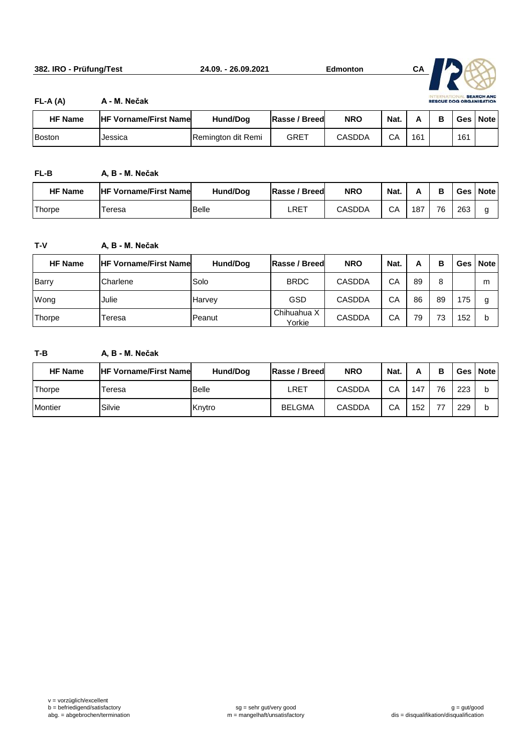**382. IRO - Prüfung/Test** **24.09. - 26.09.2021** **Edmonton** **CA**

**FL-A (A)** **A - M. Nečak**

| HF Name | HF Vorname/First Name | Hund/Dog | Rasse / Breed | NRO | Nat. | A | B | Ges | Note |
|---|---|---|---|---|---|---|---|---|---|
| Boston | Jessica | Remington dit Remi | GRET | CASDDA | CA | 161 | | 161 | |

**FL-B** **A, B - M. Nečak**

| HF Name | HF Vorname/First Name | Hund/Dog | Rasse / Breed | NRO | Nat. | A | B | Ges | Note |
|---|---|---|---|---|---|---|---|---|---|
| Thorpe | Teresa | Belle | LRET | CASDDA | CA | 187 | 76 | 263 | g |

**T-V** **A, B - M. Nečak**

| HF Name | HF Vorname/First Name | Hund/Dog | Rasse / Breed | NRO | Nat. | A | B | Ges | Note |
|---|---|---|---|---|---|---|---|---|---|
| Barry | Charlene | Solo | BRDC | CASDDA | CA | 89 | 8 | | m |
| Wong | Julie | Harvey | GSD | CASDDA | CA | 86 | 89 | 175 | g |
| Thorpe | Teresa | Peanut | Chihuahua X Yorkie | CASDDA | CA | 79 | 73 | 152 | b |

**T-B** **A, B - M. Nečak**

| HF Name | HF Vorname/First Name | Hund/Dog | Rasse / Breed | NRO | Nat. | A | B | Ges | Note |
|---|---|---|---|---|---|---|---|---|---|
| Thorpe | Teresa | Belle | LRET | CASDDA | CA | 147 | 76 | 223 | b |
| Montier | Silvie | Knytro | BELGMA | CASDDA | CA | 152 | 77 | 229 | b |

v = vorzüglich/excellent
b = befriedigend/satisfactory
abg. = abgebrochen/termination

sg = sehr gut/very good
m = mangelhaft/unsatisfactory

g = gut/good
dis = disqualifikation/disqualification